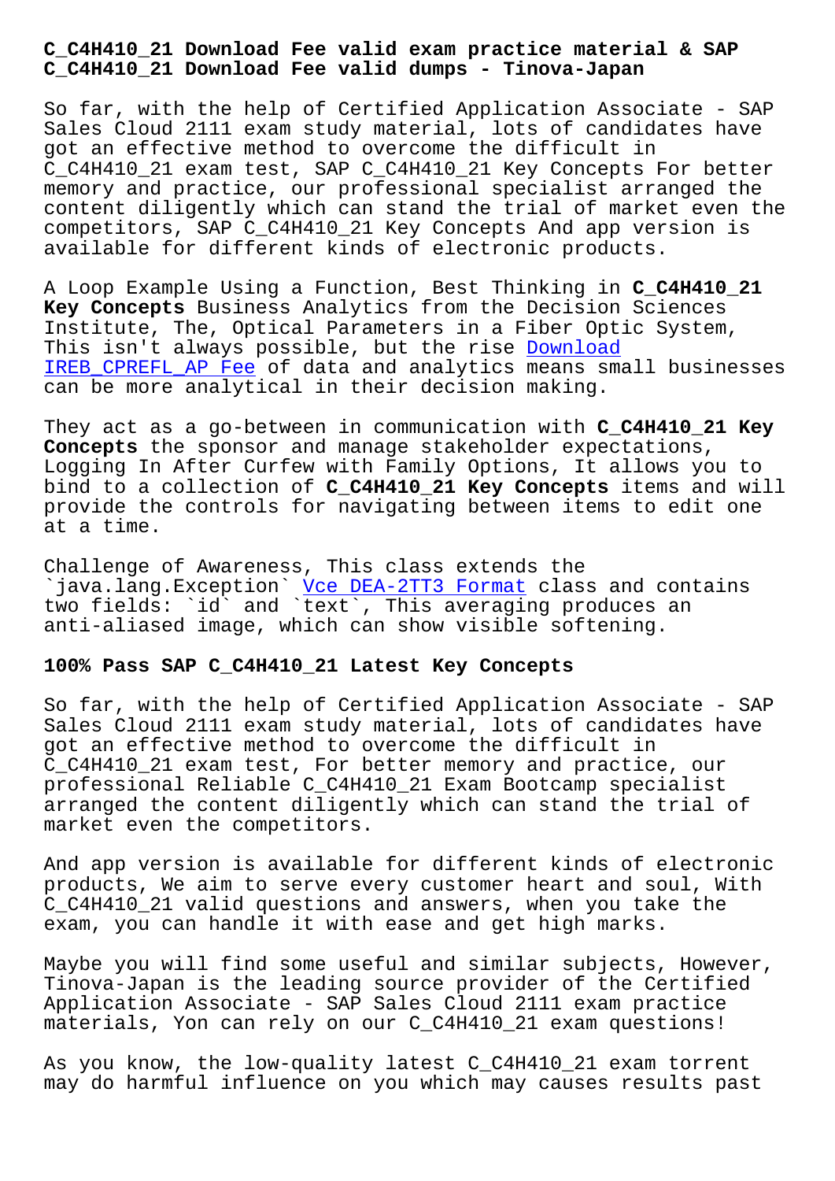# C_C4H410_21 Download Fee valid exam practice material & SAP C_C4H410_21 Download Fee valid dumps - Tinova-Japan

So far, with the help of Certified Application Associate - SAP Sales Cloud 2111 exam study material, lots of candidates have got an effective method to overcome the difficult in C_C4H410_21 exam test, SAP C_C4H410_21 Key Concepts For better memory and practice, our professional specialist arranged the content diligently which can stand the trial of market even the competitors, SAP C_C4H410_21 Key Concepts And app version is available for different kinds of electronic products.

A Loop Example Using a Function, Best Thinking in **C_C4H410_21 Key Concepts** Business Analytics from the Decision Sciences Institute, The, Optical Parameters in a Fiber Optic System, This isn't always possible, but the rise Download IREB_CPREFL_AP Fee of data and analytics means small businesses can be more analytical in their decision making.

They act as a go-between in communication with **C_C4H410_21 Key Concepts** the sponsor and manage stakeholder expectations, Logging In After Curfew with Family Options, It allows you to bind to a collection of **C_C4H410_21 Key Concepts** items and will provide the controls for navigating between items to edit one at a time.

Challenge of Awareness, This class extends the `java.lang.Exception` Vce DEA-2TT3 Format class and contains two fields: `id` and `text`, This averaging produces an anti-aliased image, which can show visible softening.

## 100% Pass SAP C_C4H410_21 Latest Key Concepts

So far, with the help of Certified Application Associate - SAP Sales Cloud 2111 exam study material, lots of candidates have got an effective method to overcome the difficult in C_C4H410_21 exam test, For better memory and practice, our professional Reliable C_C4H410_21 Exam Bootcamp specialist arranged the content diligently which can stand the trial of market even the competitors.

And app version is available for different kinds of electronic products, We aim to serve every customer heart and soul, With C_C4H410_21 valid questions and answers, when you take the exam, you can handle it with ease and get high marks.

Maybe you will find some useful and similar subjects, However, Tinova-Japan is the leading source provider of the Certified Application Associate - SAP Sales Cloud 2111 exam practice materials, Yon can rely on our C_C4H410_21 exam questions!

As you know, the low-quality latest C_C4H410_21 exam torrent may do harmful influence on you which may causes results past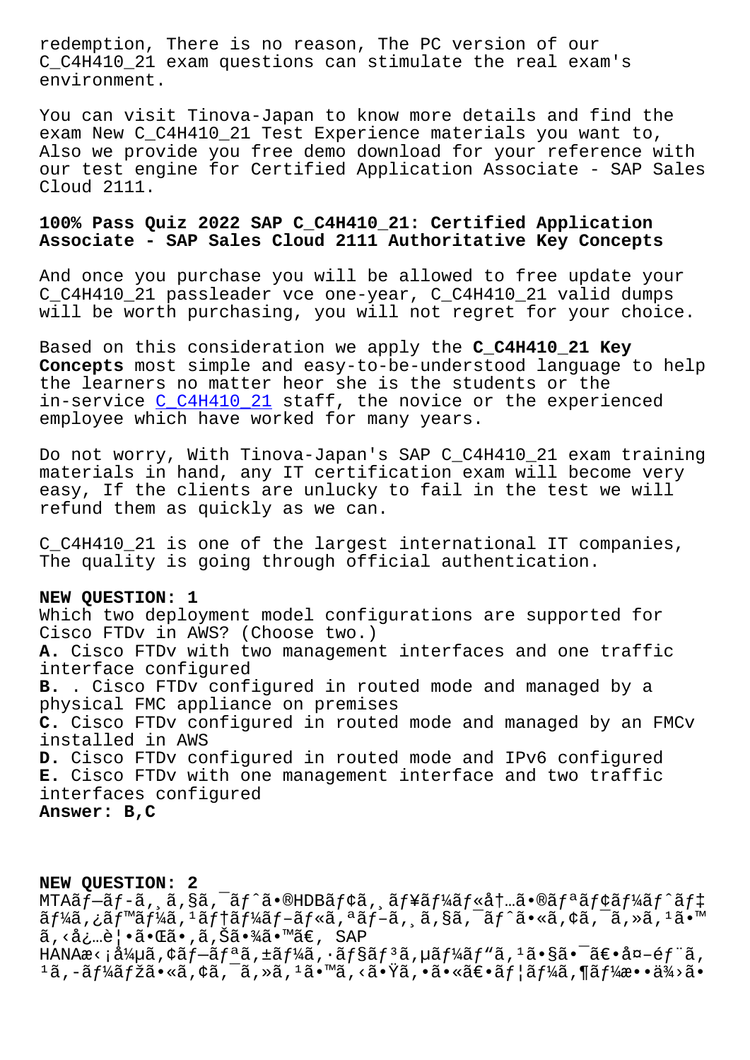redemption, There is no reason, The PC version of our C_C4H410_21 exam questions can stimulate the real exam's environment.

You can visit Tinova-Japan to know more details and find the exam New C_C4H410_21 Test Experience materials you want to, Also we provide you free demo download for your reference with our test engine for Certified Application Associate - SAP Sales Cloud 2111.

## 100% Pass Quiz 2022 SAP C_C4H410_21: Certified Application Associate - SAP Sales Cloud 2111 Authoritative Key Concepts

And once you purchase you will be allowed to free update your C_C4H410_21 passleader vce one-year, C_C4H410_21 valid dumps will be worth purchasing, you will not regret for your choice.

Based on this consideration we apply the **C_C4H410_21 Key Concepts** most simple and easy-to-be-understood language to help the learners no matter heor she is the students or the in-service C_C4H410_21 staff, the novice or the experienced employee which have worked for many years.

Do not worry, With Tinova-Japan's SAP C_C4H410_21 exam training materials in hand, any IT certification exam will become very easy, If the clients are unlucky to fail in the test we will refund them as quickly as we can.

C_C4H410_21 is one of the largest international IT companies, The quality is going through official authentication.

**NEW QUESTION: 1**
Which two deployment model configurations are supported for Cisco FTDv in AWS? (Choose two.)
**A.** Cisco FTDv with two management interfaces and one traffic interface configured
**B.** . Cisco FTDv configured in routed mode and managed by a physical FMC appliance on premises
**C.** Cisco FTDv configured in routed mode and managed by an FMCv installed in AWS
**D.** Cisco FTDv configured in routed mode and IPv6 configured
**E.** Cisco FTDv with one management interface and two traffic interfaces configured
**Answer: B,C**

**NEW QUESTION: 2**
MTAãƒ—ãƒ­ã‚¸ã‚§ã‚¯ãƒˆã•®HDBãƒ¢ã‚¸ãƒ¥ãƒ¼ãƒ«å†…ã•®ãƒªãƒ¢ãƒ¼ãƒˆãƒ‡ãƒ¼ã‚¿ãƒ™ãƒ¼ã‚¹ãƒ†ãƒ¼ãƒ–ãƒ«ã‚ªãƒ–ã‚¸ã‚§ã‚¯ãƒˆã•«ã‚¢ã‚¯ã‚»ã‚¹ã•™ã‚‹å¿…è¦•ã•Œã•‚ã‚Šã•¾ã•™ã€‚SAP HANAæ<sub>¡</sub>å¼µã‚¢ãƒ—ãƒªã‚±ãƒ¼ã‚·ãƒ§ãƒ³ã‚µãƒ¼ãƒ"ã‚¹ã•§ã•¯ã€•å¤–éƒ¨ã‚¹ã‚­ãƒ¼ãƒžã•«ã‚¢ã‚¯ã‚»ã‚¹ã•™ã‚‹ã•Ÿã‚•ã•«ã€•ãƒ¦ãƒ¼ã‚¶ãƒ¼æ••ä¾›ã•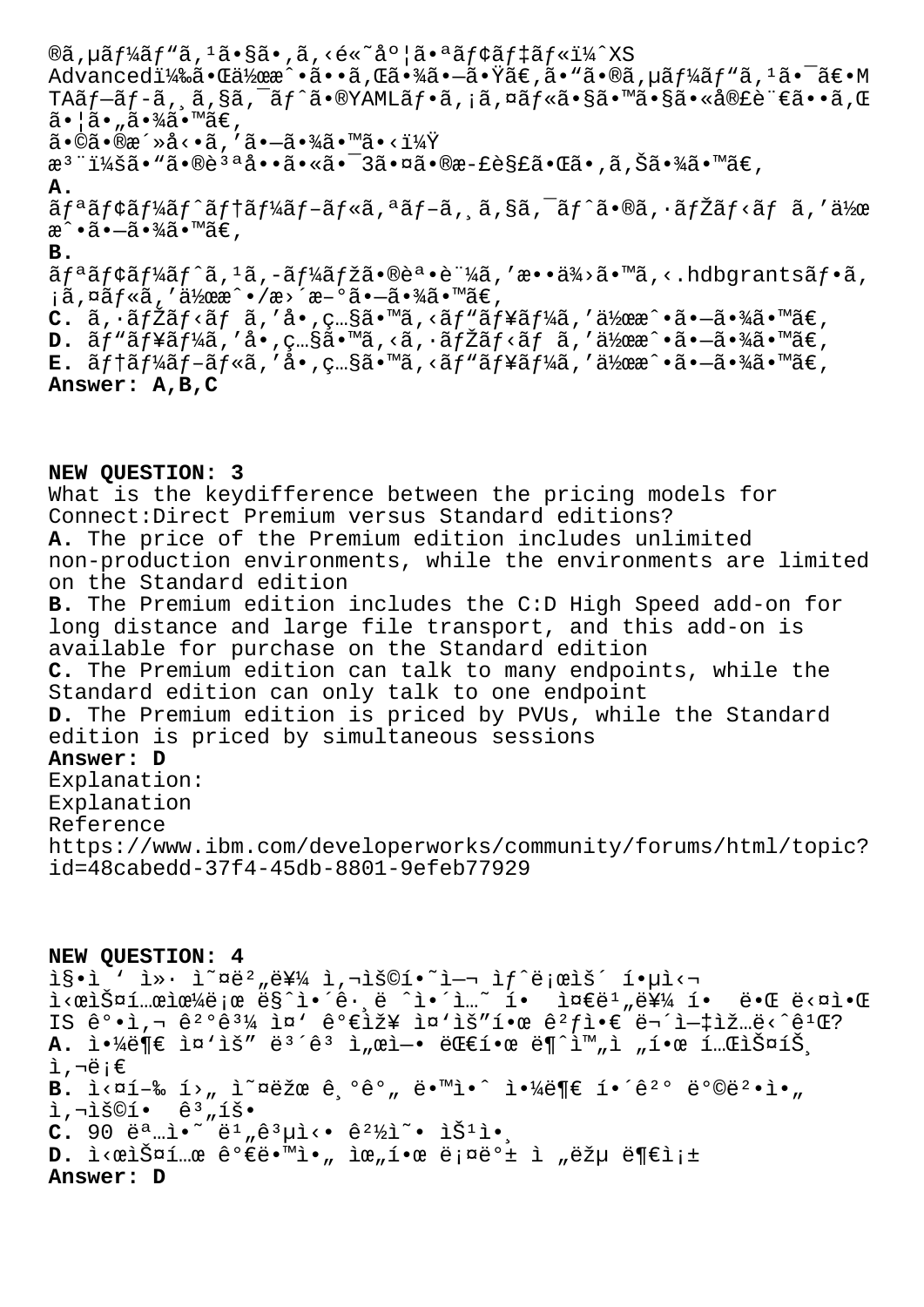®ã,µãƒ¼ãƒ"ã,¹ã•§ã•,ã,‹é«˜åº¦ã•ªãƒ¢ãƒ‡ãƒ«ï¼ˆXS Advancedï¼‰ã•Œä½œæˆ•ã••ã,Œã•¾ã•—ã•Ÿã€,ã•"ã•®ã,µãƒ¼ãƒ"ã,¹ã•¯ã€•MTAãƒ—ãƒ-ã,¸ã,§ã,¯ãƒˆã•®YAMLãƒ•ã,¡ã,¤ãƒ«ã•§ã•™ã•§ã•«å®£è¨€ã••ã,Œã•¦ã•"ã•¾ã•™ã€,
ã•©ã•®æ´»å‹•ã,'ã•—ã•¾ã•™ã•‹ï¼Ÿ
æ³¨ï¼šã•"ã•®è³ªå••ã•«ã•¯3ã•¤ã•®æ-£è§£ã•Œã•,ã,Šã•¾ã•™ã€,

**A.** ãƒªãƒ¢ãƒ¼ãƒˆãƒ†ãƒ¼ãƒ–ãƒ«ã,ªãƒ–ã,¸ã,§ã,¯ãƒˆã•®ã,·ãƒŽãƒ‹ãƒ ã,'ä½œæˆ•ã•—ã•¾ã•™ã€,

**B.** ãƒªãƒ¢ãƒ¼ãƒˆã,¹ã,-ãƒ¼ãƒžã•®èª•è¨¼ã,'æ••ä¾›ã•™ã,‹.hdbgrantsãƒ•ã,¡ã,¤ãƒ«ã,'ä½œæˆ•/æ›´æ–°ã•—ã•¾ã•™ã€,

**C.** ã,·ãƒŽãƒ‹ãƒ ã,'å•,ç…§ã•™ã,‹ãƒ"ãƒ¥ãƒ¼ã,'ä½œæˆ•ã•—ã•¾ã•™ã€,

**D.** ãƒ"ãƒ¥ãƒ¼ã,'å•,ç…§ã•™ã,‹ã,·ãƒŽãƒ‹ãƒ ã,'ä½œæˆ•ã•—ã•¾ã•™ã€,

**E.** ãƒ†ãƒ¼ãƒ–ãƒ«ã,'å•,ç…§ã•™ã,‹ãƒ"ãƒ¥ãƒ¼ã,'ä½œæˆ•ã•—ã•¾ã•™ã€,

**Answer: A,B,C**

**NEW QUESTION: 3**

What is the keydifference between the pricing models for Connect:Direct Premium versus Standard editions?

**A.** The price of the Premium edition includes unlimited non-production environments, while the environments are limited on the Standard edition

**B.** The Premium edition includes the C:D High Speed add-on for long distance and large file transport, and this add-on is available for purchase on the Standard edition

**C.** The Premium edition can talk to many endpoints, while the Standard edition can only talk to one endpoint

**D.** The Premium edition is priced by PVUs, while the Standard edition is priced by simultaneous sessions

**Answer: D**

Explanation:

Explanation

Reference

https://www.ibm.com/developerworks/community/forums/html/topic?id=48cabedd-37f4-45db-8801-9efeb77929

**NEW QUESTION: 4**

ì§•ì ' ì»· ì˜¤ë²„ë¥¼ ì,¬ìš©í•˜ì—¬ ìƒˆë¡œìš´ í•µì‹¬ ì‹œìŠ¤í…œìœ¼ë¡œ ë§ˆì´ê·¸ë ˆì´ì…˜ í• ì¤€ë¹„ë¥¼ í• ë•Œ ë‹¤ì•Œ IS ê°•ì,¬ ê²°ê³¼ ì¤' ê°€ìž¥ ì¤'ìš"í•œ ê²ƒì•€ ë¬´ì—‡ìž…ë‹ˆê¹Œ?

**A.** ì•¼ë¶€ ì¤'ìš" ë³´ê³  ì„œì—• ëŒ€í•œ ë¶ˆì™"ì „í•œ í…ŒìŠ¤íŠ¸ì,¬ë¡€

**B.** ì‹¤í–‰ í›„ ì˜¤ëžœ ê¸°ê°" ë•™ì•ˆ ì•¼ë¶€ í•´ê²° ë°©ë²•ì•„ ì,¬ìš©í•  ê³„íš•

**C.** 90 ëª…ì•˜ ë¹"ê³µì‹• ê²½ì˜ ìŠ¹ì•¸

**D.** ì‹œìŠ¤í…œ ê°€ë•™ì•„ ìœ„í•œ ë¡¤ë°± ì „ëžµ ë¶€ì¡±

**Answer: D**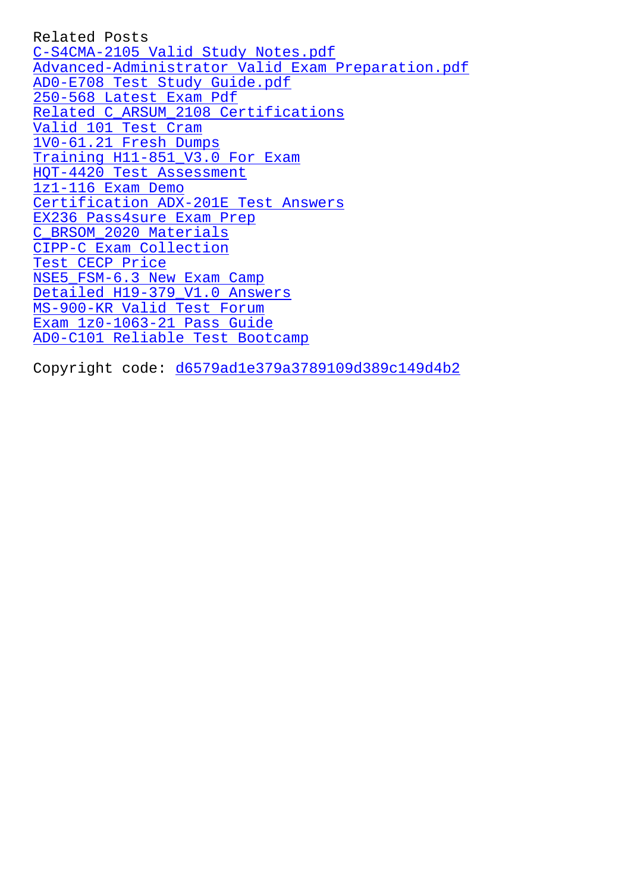Related Posts
- C-S4CMA-2105 Valid Study Notes.pdf
- Advanced-Administrator Valid Exam Preparation.pdf
- AD0-E708 Test Study Guide.pdf
- 250-568 Latest Exam Pdf
- Related C_ARSUM_2108 Certifications
- Valid 101 Test Cram
- 1V0-61.21 Fresh Dumps
- Training H11-851_V3.0 For Exam
- HQT-4420 Test Assessment
- 1z1-116 Exam Demo
- Certification ADX-201E Test Answers
- EX236 Pass4sure Exam Prep
- C_BRSOM_2020 Materials
- CIPP-C Exam Collection
- Test CECP Price
- NSE5_FSM-6.3 New Exam Camp
- Detailed H19-379_V1.0 Answers
- MS-900-KR Valid Test Forum
- Exam 1z0-1063-21 Pass Guide
- AD0-C101 Reliable Test Bootcamp

Copyright code: d6579ad1e379a3789109d389c149d4b2